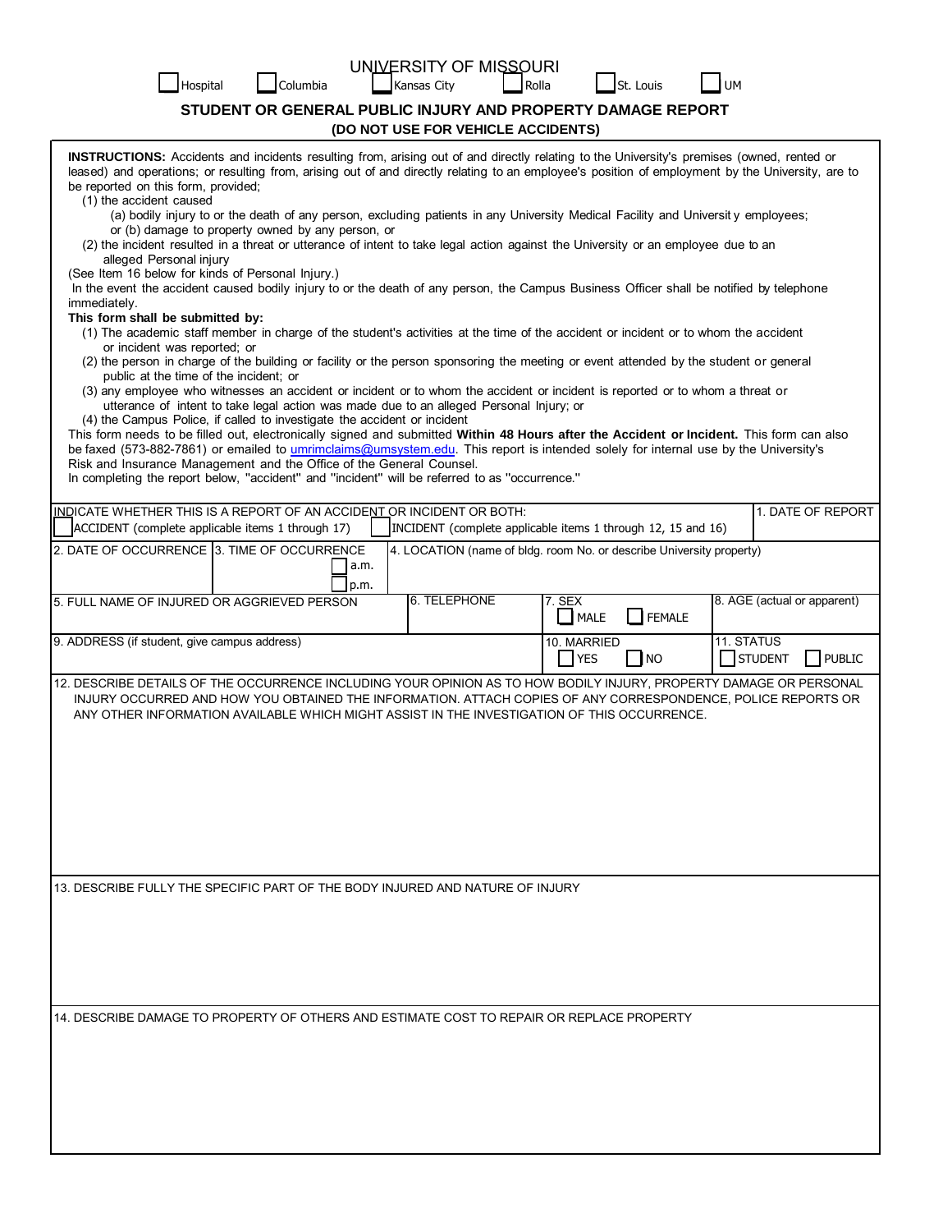# UNIVERSITY OF MISSOURI

☐ Hospital ☐ Columbia ☐ Kansas City ☐ Rolla ☐ St. Louis ☐ UM

## STUDENT OR GENERAL PUBLIC INJURY AND PROPERTY DAMAGE REPORT

### (DO NOT USE FOR VEHICLE ACCIDENTS)

**INSTRUCTIONS:** Accidents and incidents resulting from, arising out of and directly relating to the University's premises (owned, rented or leased) and operations; or resulting from, arising out of and directly relating to an employee's position of employment by the University, are to be reported on this form, provided;

(1) the accident caused
   (a) bodily injury to or the death of any person, excluding patients in any University Medical Facility and Universit y employees; or (b) damage to property owned by any person, or
(2) the incident resulted in a threat or utterance of intent to take legal action against the University or an employee due to an alleged Personal injury

(See Item 16 below for kinds of Personal Injury.)

In the event the accident caused bodily injury to or the death of any person, the Campus Business Officer shall be notified by telephone immediately.

**This form shall be submitted by:**

(1) The academic staff member in charge of the student's activities at the time of the accident or incident or to whom the accident or incident was reported; or
(2) the person in charge of the building or facility or the person sponsoring the meeting or event attended by the student or general public at the time of the incident; or
(3) any employee who witnesses an accident or incident or to whom the accident or incident is reported or to whom a threat or utterance of intent to take legal action was made due to an alleged Personal Injury; or
(4) the Campus Police, if called to investigate the accident or incident

This form needs to be filled out, electronically signed and submitted **Within 48 Hours after the Accident or Incident.** This form can also be faxed (573-882-7861) or emailed to umrimclaims@umsystem.edu. This report is intended solely for internal use by the University's Risk and Insurance Management and the Office of the General Counsel.

In completing the report below, "accident" and "incident" will be referred to as "occurrence."

| INDICATE WHETHER THIS IS A REPORT OF AN ACCIDENT OR INCIDENT OR BOTH: ☐ ACCIDENT (complete applicable items 1 through 17) ☐ INCIDENT (complete applicable items 1 through 12, 15 and 16) | | | | 1. DATE OF REPORT |
|---|---|---|---|---|
| 2. DATE OF OCCURRENCE | 3. TIME OF OCCURRENCE ☐ a.m. ☐ p.m. | 4. LOCATION (name of bldg. room No. or describe University property) | | |
| 5. FULL NAME OF INJURED OR AGGRIEVED PERSON | 6. TELEPHONE | 7. SEX ☐ MALE ☐ FEMALE | | 8. AGE (actual or apparent) |
| 9. ADDRESS (if student, give campus address) | | 10. MARRIED ☐ YES ☐ NO | | 11. STATUS ☐ STUDENT ☐ PUBLIC |

12. DESCRIBE DETAILS OF THE OCCURRENCE INCLUDING YOUR OPINION AS TO HOW BODILY INJURY, PROPERTY DAMAGE OR PERSONAL INJURY OCCURRED AND HOW YOU OBTAINED THE INFORMATION. ATTACH COPIES OF ANY CORRESPONDENCE, POLICE REPORTS OR ANY OTHER INFORMATION AVAILABLE WHICH MIGHT ASSIST IN THE INVESTIGATION OF THIS OCCURRENCE.

13. DESCRIBE FULLY THE SPECIFIC PART OF THE BODY INJURED AND NATURE OF INJURY

14. DESCRIBE DAMAGE TO PROPERTY OF OTHERS AND ESTIMATE COST TO REPAIR OR REPLACE PROPERTY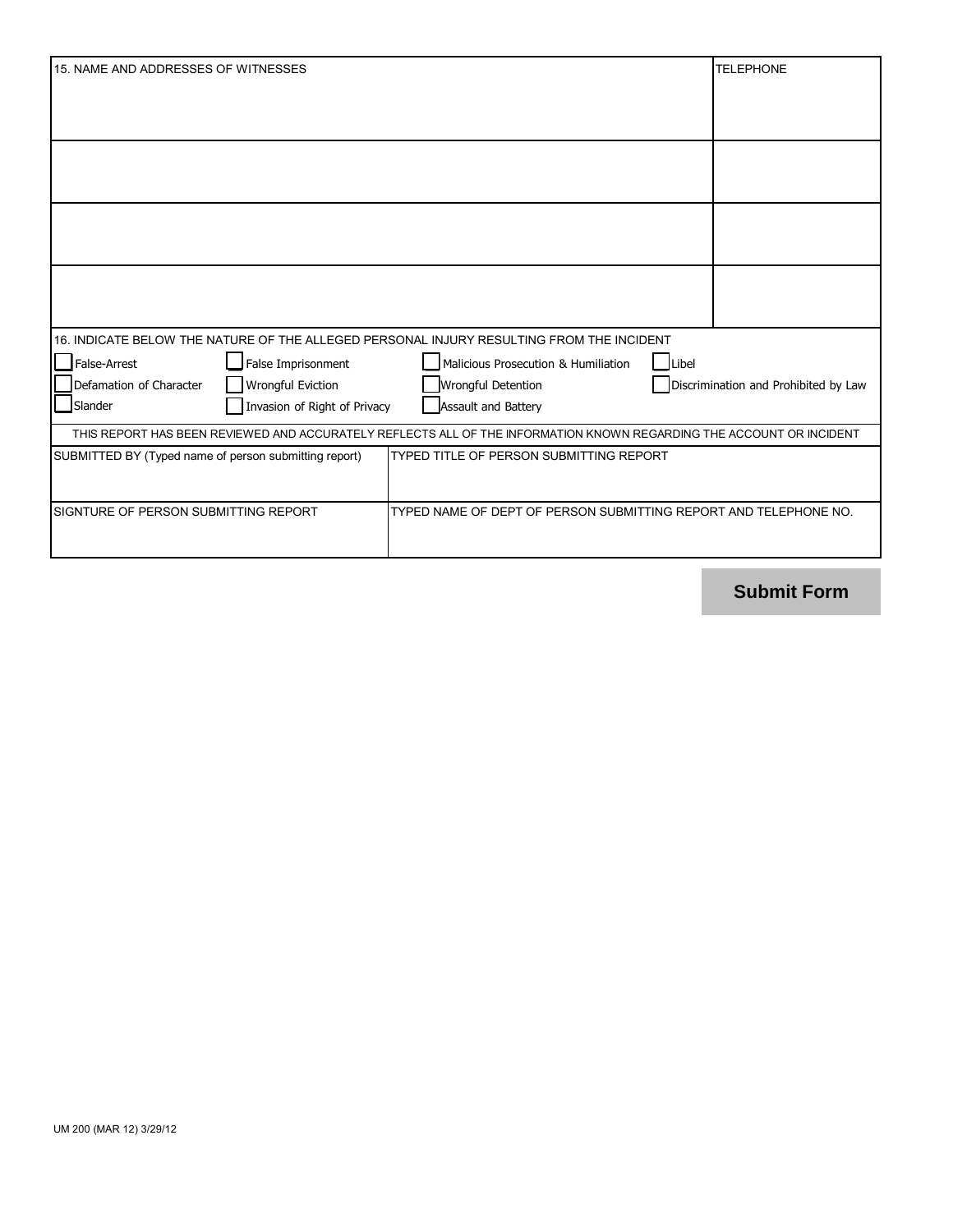| 15. NAME AND ADDRESSES OF WITNESSES | TELEPHONE |
| --- | --- |
| | |
| | |
| | |
| | |

16. INDICATE BELOW THE NATURE OF THE ALLEGED PERSONAL INJURY RESULTING FROM THE INCIDENT

- [ ] False-Arrest
- [ ] False Imprisonment
- [ ] Malicious Prosecution & Humiliation
- [ ] Libel
- [ ] Defamation of Character
- [ ] Wrongful Eviction
- [ ] Wrongful Detention
- [ ] Discrimination and Prohibited by Law
- [ ] Slander
- [ ] Invasion of Right of Privacy
- [ ] Assault and Battery

THIS REPORT HAS BEEN REVIEWED AND ACCURATELY REFLECTS ALL OF THE INFORMATION KNOWN REGARDING THE ACCOUNT OR INCIDENT

| | |
| --- | --- |
| SUBMITTED BY (Typed name of person submitting report) | TYPED TITLE OF PERSON SUBMITTING REPORT |
| SIGNTURE OF PERSON SUBMITTING REPORT | TYPED NAME OF DEPT OF PERSON SUBMITTING REPORT AND TELEPHONE NO. |

**Submit Form**

UM 200 (MAR 12) 3/29/12